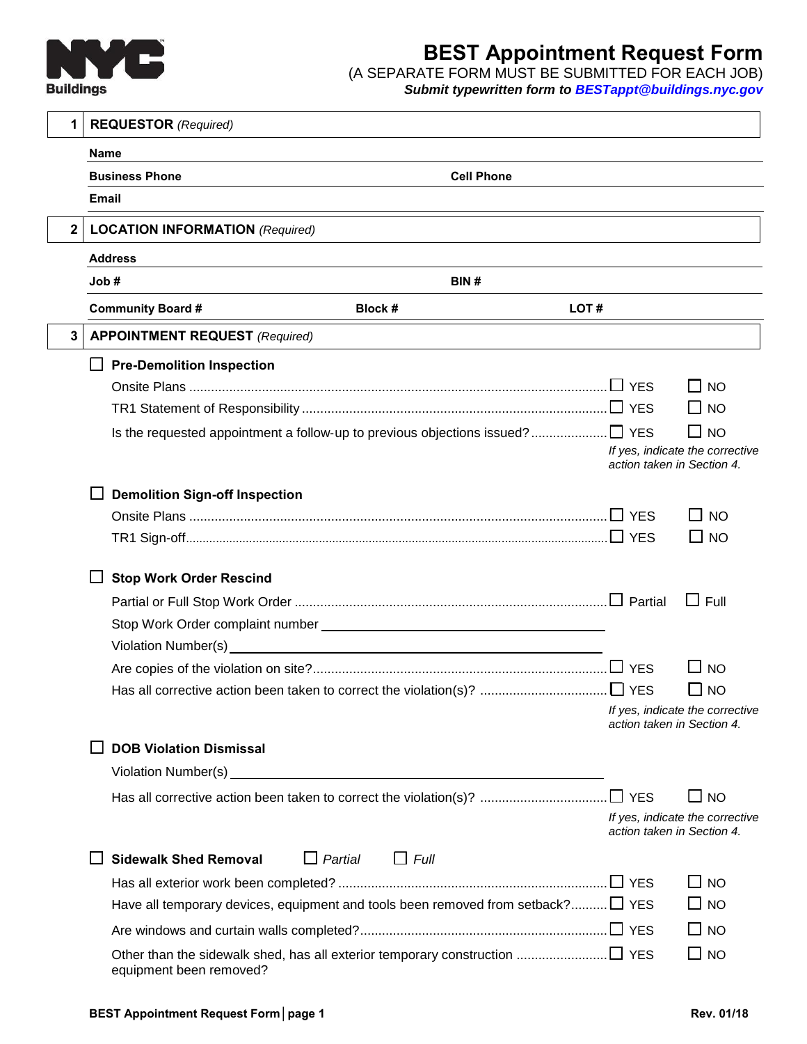NYC Buildings

# BEST Appointment Request Form

(A SEPARATE FORM MUST BE SUBMITTED FOR EACH JOB)

***Submit typewritten form to BESTappt@buildings.nyc.gov***

## 1 REQUESTOR *(Required)*

**Name**

**Business Phone** **Cell Phone**

**Email**

## 2 LOCATION INFORMATION *(Required)*

**Address**

**Job #** **BIN #**

**Community Board #** **Block #** **LOT #**

## 3 APPOINTMENT REQUEST *(Required)*

☐ **Pre-Demolition Inspection**

Onsite Plans ☐ YES ☐ NO

TR1 Statement of Responsibility ☐ YES ☐ NO

Is the requested appointment a follow-up to previous objections issued? ☐ YES ☐ NO

*If yes, indicate the corrective action taken in Section 4.*

☐ **Demolition Sign-off Inspection**

Onsite Plans ☐ YES ☐ NO

TR1 Sign-off ☐ YES ☐ NO

☐ **Stop Work Order Rescind**

Partial or Full Stop Work Order ☐ Partial ☐ Full

Stop Work Order complaint number \_\_\_\_\_\_\_\_\_\_\_\_\_\_\_\_\_\_\_\_\_\_\_\_\_\_\_\_\_\_

Violation Number(s) \_\_\_\_\_\_\_\_\_\_\_\_\_\_\_\_\_\_\_\_\_\_\_\_\_\_\_\_\_\_

Are copies of the violation on site? ☐ YES ☐ NO

Has all corrective action been taken to correct the violation(s)? ☐ YES ☐ NO

*If yes, indicate the corrective action taken in Section 4.*

☐ **DOB Violation Dismissal**

Violation Number(s) \_\_\_\_\_\_\_\_\_\_\_\_\_\_\_\_\_\_\_\_\_\_\_\_\_\_\_\_\_\_

Has all corrective action been taken to correct the violation(s)? ☐ YES ☐ NO

*If yes, indicate the corrective action taken in Section 4.*

☐ **Sidewalk Shed Removal** ☐ *Partial* ☐ *Full*

Has all exterior work been completed? ☐ YES ☐ NO

Have all temporary devices, equipment and tools been removed from setback? ☐ YES ☐ NO

Are windows and curtain walls completed? ☐ YES ☐ NO

Other than the sidewalk shed, has all exterior temporary construction equipment been removed? ☐ YES ☐ NO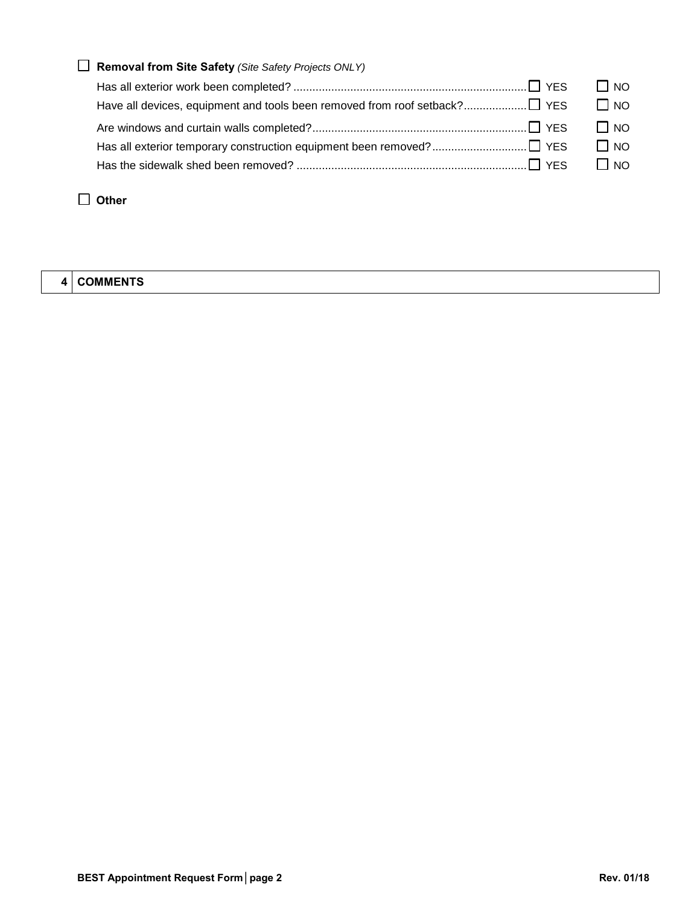☐ **Removal from Site Safety** *(Site Safety Projects ONLY)*

Has all exterior work been completed? ☐ YES ☐ NO

Have all devices, equipment and tools been removed from roof setback? ☐ YES ☐ NO

Are windows and curtain walls completed? ☐ YES ☐ NO

Has all exterior temporary construction equipment been removed? ☐ YES ☐ NO

Has the sidewalk shed been removed? ☐ YES ☐ NO

☐ **Other**

| | |
|---|---|
| **4** | **COMMENTS** |